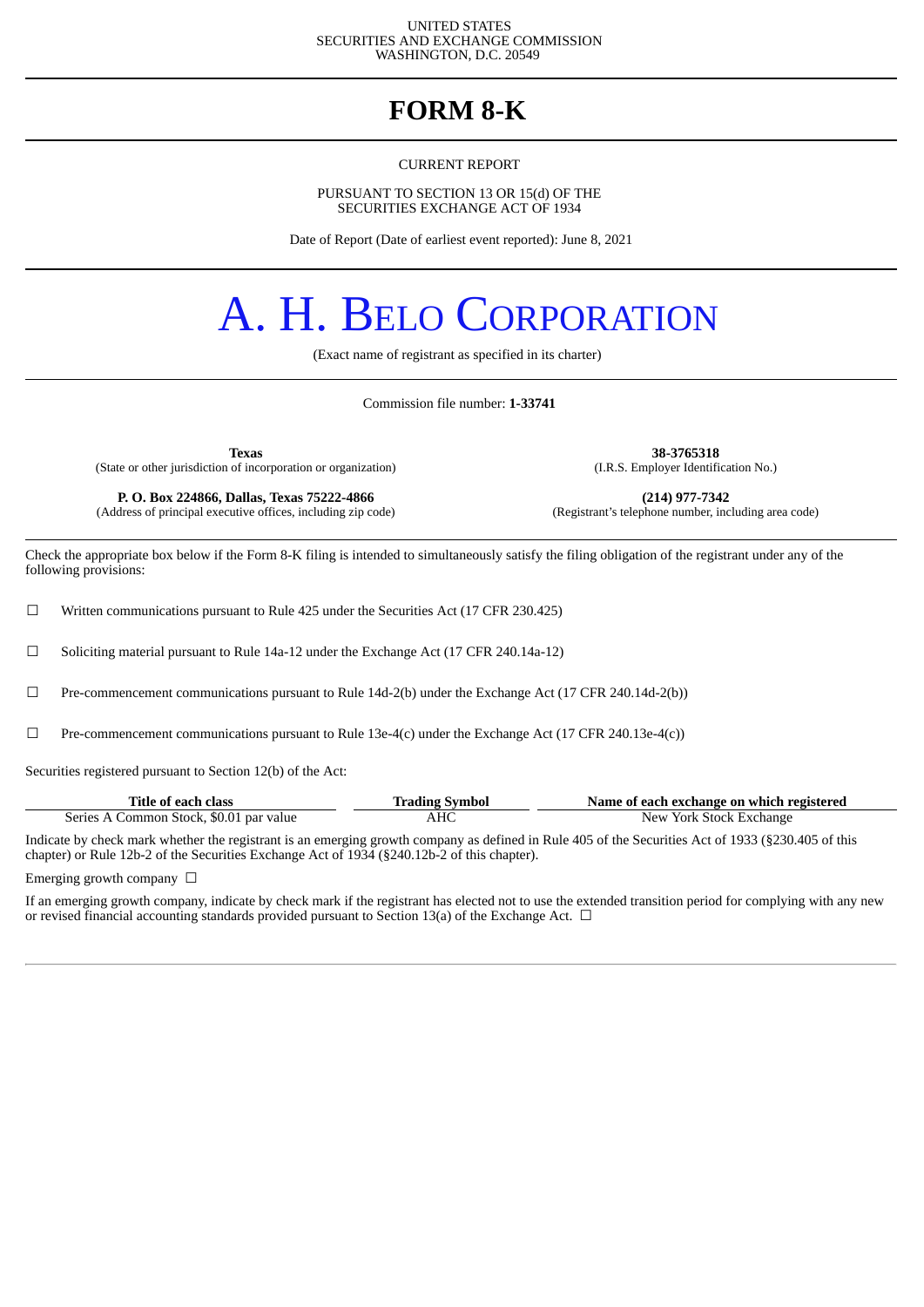UNITED STATES
SECURITIES AND EXCHANGE COMMISSION
WASHINGTON, D.C. 20549

# FORM 8-K

CURRENT REPORT

PURSUANT TO SECTION 13 OR 15(d) OF THE
SECURITIES EXCHANGE ACT OF 1934

Date of Report (Date of earliest event reported): June 8, 2021

# A. H. BELO CORPORATION

(Exact name of registrant as specified in its charter)

Commission file number: **1-33741**

| **Texas** | **38-3765318** |
|---|---|
| (State or other jurisdiction of incorporation or organization) | (I.R.S. Employer Identification No.) |
| **P. O. Box 224866, Dallas, Texas 75222-4866** | **(214) 977-7342** |
| (Address of principal executive offices, including zip code) | (Registrant's telephone number, including area code) |

Check the appropriate box below if the Form 8-K filing is intended to simultaneously satisfy the filing obligation of the registrant under any of the following provisions:

☐ Written communications pursuant to Rule 425 under the Securities Act (17 CFR 230.425)

☐ Soliciting material pursuant to Rule 14a-12 under the Exchange Act (17 CFR 240.14a-12)

☐ Pre-commencement communications pursuant to Rule 14d-2(b) under the Exchange Act (17 CFR 240.14d-2(b))

☐ Pre-commencement communications pursuant to Rule 13e-4(c) under the Exchange Act (17 CFR 240.13e-4(c))

Securities registered pursuant to Section 12(b) of the Act:

| Title of each class | Trading Symbol | Name of each exchange on which registered |
|---|---|---|
| Series A Common Stock, $0.01 par value | AHC | New York Stock Exchange |

Indicate by check mark whether the registrant is an emerging growth company as defined in Rule 405 of the Securities Act of 1933 (§230.405 of this chapter) or Rule 12b-2 of the Securities Exchange Act of 1934 (§240.12b-2 of this chapter).

Emerging growth company ☐

If an emerging growth company, indicate by check mark if the registrant has elected not to use the extended transition period for complying with any new or revised financial accounting standards provided pursuant to Section 13(a) of the Exchange Act. ☐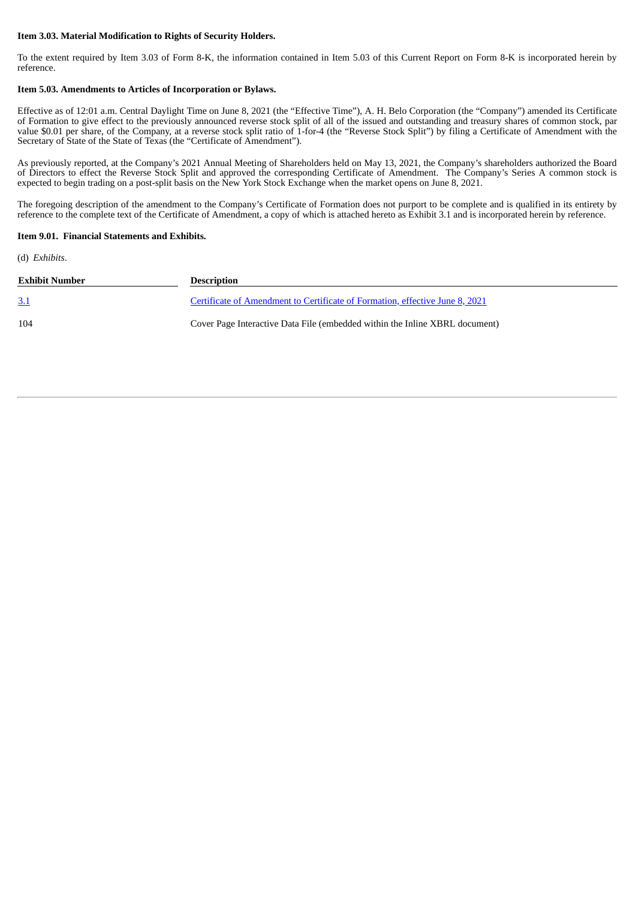**Item 3.03. Material Modification to Rights of Security Holders.**

To the extent required by Item 3.03 of Form 8-K, the information contained in Item 5.03 of this Current Report on Form 8-K is incorporated herein by reference.

**Item 5.03. Amendments to Articles of Incorporation or Bylaws.**

Effective as of 12:01 a.m. Central Daylight Time on June 8, 2021 (the "Effective Time"), A. H. Belo Corporation (the "Company") amended its Certificate of Formation to give effect to the previously announced reverse stock split of all of the issued and outstanding and treasury shares of common stock, par value $0.01 per share, of the Company, at a reverse stock split ratio of 1-for-4 (the "Reverse Stock Split") by filing a Certificate of Amendment with the Secretary of State of the State of Texas (the "Certificate of Amendment").

As previously reported, at the Company's 2021 Annual Meeting of Shareholders held on May 13, 2021, the Company's shareholders authorized the Board of Directors to effect the Reverse Stock Split and approved the corresponding Certificate of Amendment. The Company's Series A common stock is expected to begin trading on a post-split basis on the New York Stock Exchange when the market opens on June 8, 2021.

The foregoing description of the amendment to the Company's Certificate of Formation does not purport to be complete and is qualified in its entirety by reference to the complete text of the Certificate of Amendment, a copy of which is attached hereto as Exhibit 3.1 and is incorporated herein by reference.

**Item 9.01. Financial Statements and Exhibits.**

(d) *Exhibits*.

| Exhibit Number | Description |
| --- | --- |
| 3.1 | Certificate of Amendment to Certificate of Formation, effective June 8, 2021 |
| 104 | Cover Page Interactive Data File (embedded within the Inline XBRL document) |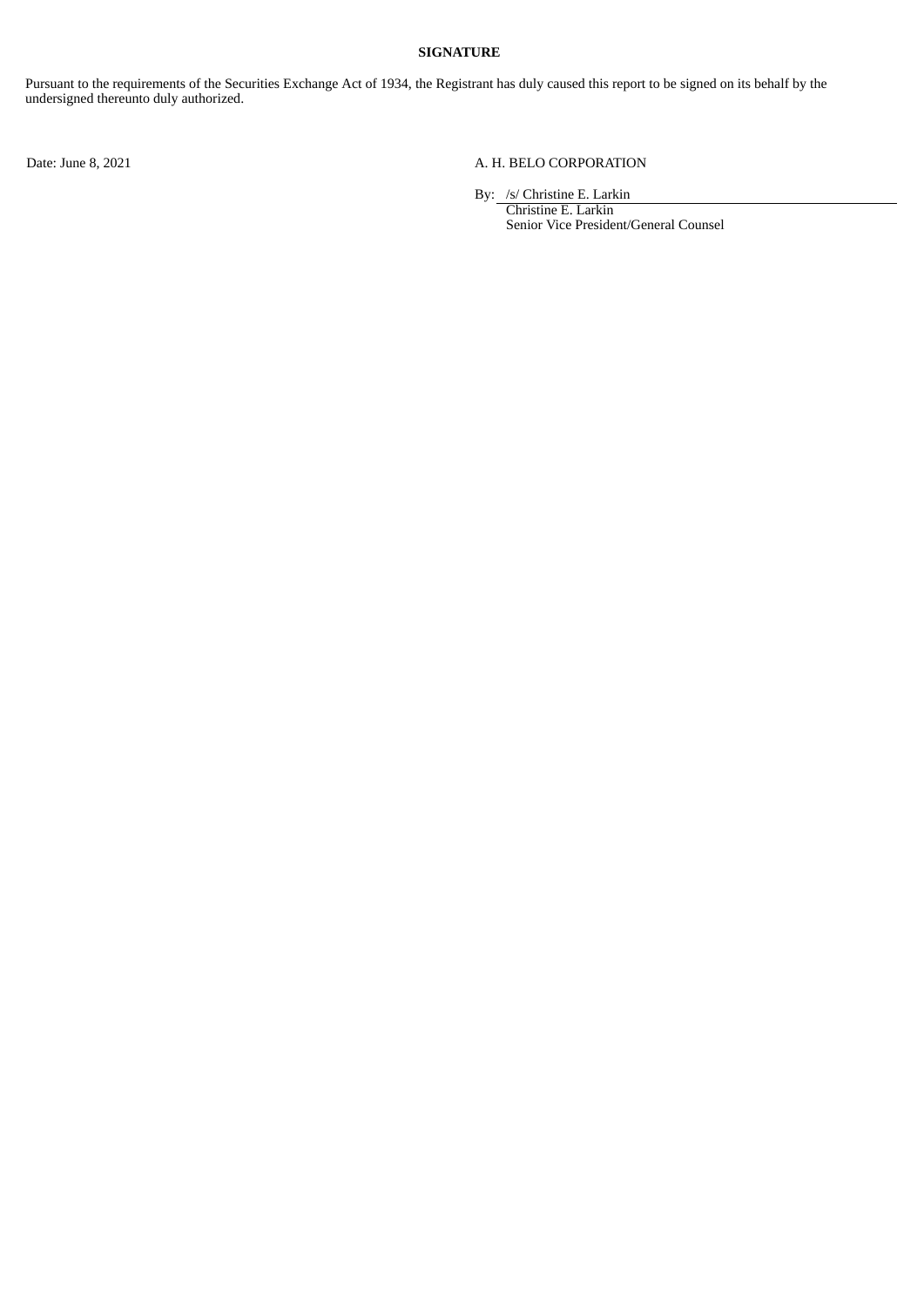**SIGNATURE**

Pursuant to the requirements of the Securities Exchange Act of 1934, the Registrant has duly caused this report to be signed on its behalf by the undersigned thereunto duly authorized.

Date: June 8, 2021

A. H. BELO CORPORATION

By: /s/ Christine E. Larkin

Christine E. Larkin
Senior Vice President/General Counsel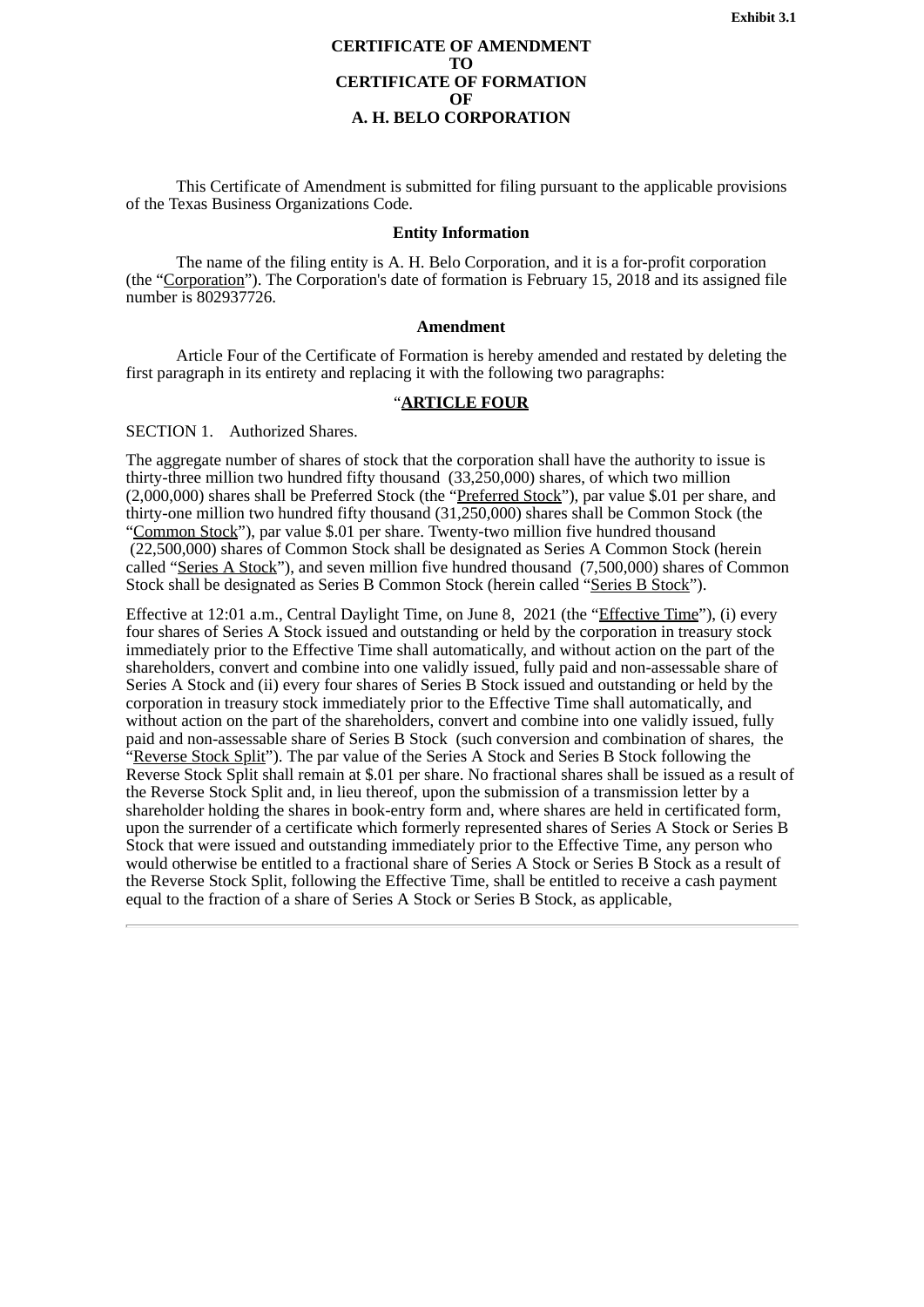Exhibit 3.1

**CERTIFICATE OF AMENDMENT**
**TO**
**CERTIFICATE OF FORMATION**
**OF**
**A. H. BELO CORPORATION**

This Certificate of Amendment is submitted for filing pursuant to the applicable provisions of the Texas Business Organizations Code.

**Entity Information**

The name of the filing entity is A. H. Belo Corporation, and it is a for-profit corporation (the "Corporation"). The Corporation's date of formation is February 15, 2018 and its assigned file number is 802937726.

**Amendment**

Article Four of the Certificate of Formation is hereby amended and restated by deleting the first paragraph in its entirety and replacing it with the following two paragraphs:

"**ARTICLE FOUR**

SECTION 1. Authorized Shares.

The aggregate number of shares of stock that the corporation shall have the authority to issue is thirty-three million two hundred fifty thousand (33,250,000) shares, of which two million (2,000,000) shares shall be Preferred Stock (the "Preferred Stock"), par value $.01 per share, and thirty-one million two hundred fifty thousand (31,250,000) shares shall be Common Stock (the "Common Stock"), par value $.01 per share. Twenty-two million five hundred thousand (22,500,000) shares of Common Stock shall be designated as Series A Common Stock (herein called "Series A Stock"), and seven million five hundred thousand (7,500,000) shares of Common Stock shall be designated as Series B Common Stock (herein called "Series B Stock").

Effective at 12:01 a.m., Central Daylight Time, on June 8, 2021 (the "Effective Time"), (i) every four shares of Series A Stock issued and outstanding or held by the corporation in treasury stock immediately prior to the Effective Time shall automatically, and without action on the part of the shareholders, convert and combine into one validly issued, fully paid and non-assessable share of Series A Stock and (ii) every four shares of Series B Stock issued and outstanding or held by the corporation in treasury stock immediately prior to the Effective Time shall automatically, and without action on the part of the shareholders, convert and combine into one validly issued, fully paid and non-assessable share of Series B Stock (such conversion and combination of shares, the "Reverse Stock Split"). The par value of the Series A Stock and Series B Stock following the Reverse Stock Split shall remain at $.01 per share. No fractional shares shall be issued as a result of the Reverse Stock Split and, in lieu thereof, upon the submission of a transmission letter by a shareholder holding the shares in book-entry form and, where shares are held in certificated form, upon the surrender of a certificate which formerly represented shares of Series A Stock or Series B Stock that were issued and outstanding immediately prior to the Effective Time, any person who would otherwise be entitled to a fractional share of Series A Stock or Series B Stock as a result of the Reverse Stock Split, following the Effective Time, shall be entitled to receive a cash payment equal to the fraction of a share of Series A Stock or Series B Stock, as applicable,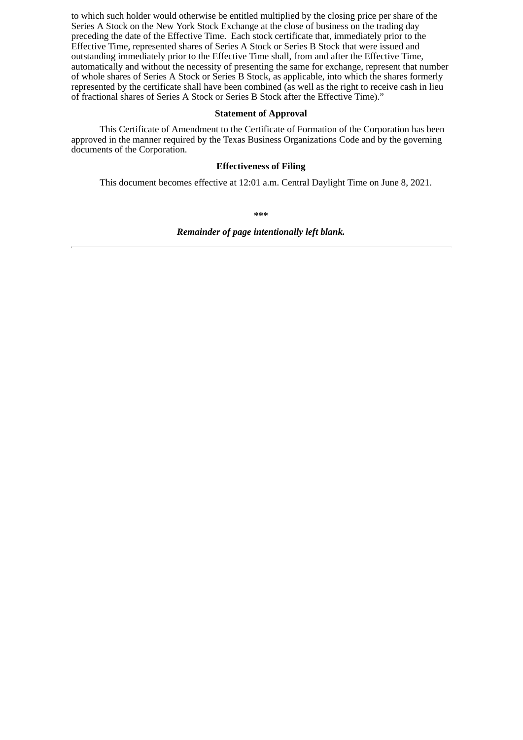to which such holder would otherwise be entitled multiplied by the closing price per share of the Series A Stock on the New York Stock Exchange at the close of business on the trading day preceding the date of the Effective Time.  Each stock certificate that, immediately prior to the Effective Time, represented shares of Series A Stock or Series B Stock that were issued and outstanding immediately prior to the Effective Time shall, from and after the Effective Time, automatically and without the necessity of presenting the same for exchange, represent that number of whole shares of Series A Stock or Series B Stock, as applicable, into which the shares formerly represented by the certificate shall have been combined (as well as the right to receive cash in lieu of fractional shares of Series A Stock or Series B Stock after the Effective Time)."

**Statement of Approval**

This Certificate of Amendment to the Certificate of Formation of the Corporation has been approved in the manner required by the Texas Business Organizations Code and by the governing documents of the Corporation.

**Effectiveness of Filing**

This document becomes effective at 12:01 a.m. Central Daylight Time on June 8, 2021.

***

***Remainder of page intentionally left blank.***

---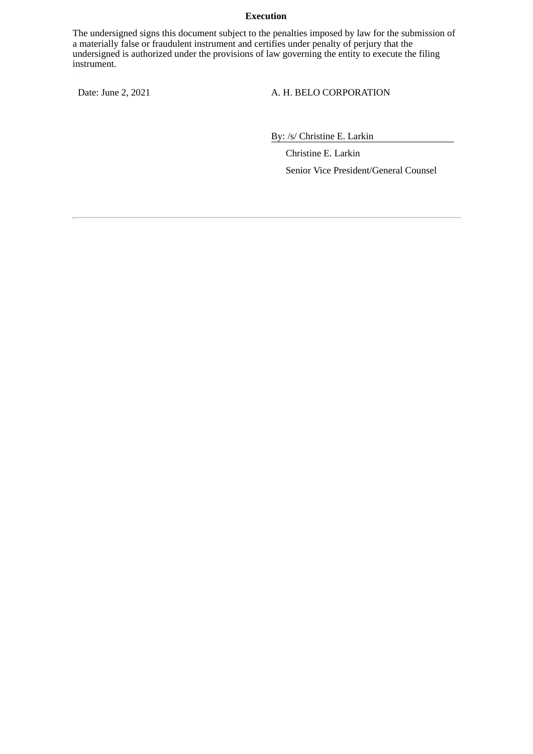**Execution**

The undersigned signs this document subject to the penalties imposed by law for the submission of a materially false or fraudulent instrument and certifies under penalty of perjury that the undersigned is authorized under the provisions of law governing the entity to execute the filing instrument.

Date: June 2, 2021

A. H. BELO CORPORATION

By: /s/ Christine E. Larkin

Christine E. Larkin

Senior Vice President/General Counsel